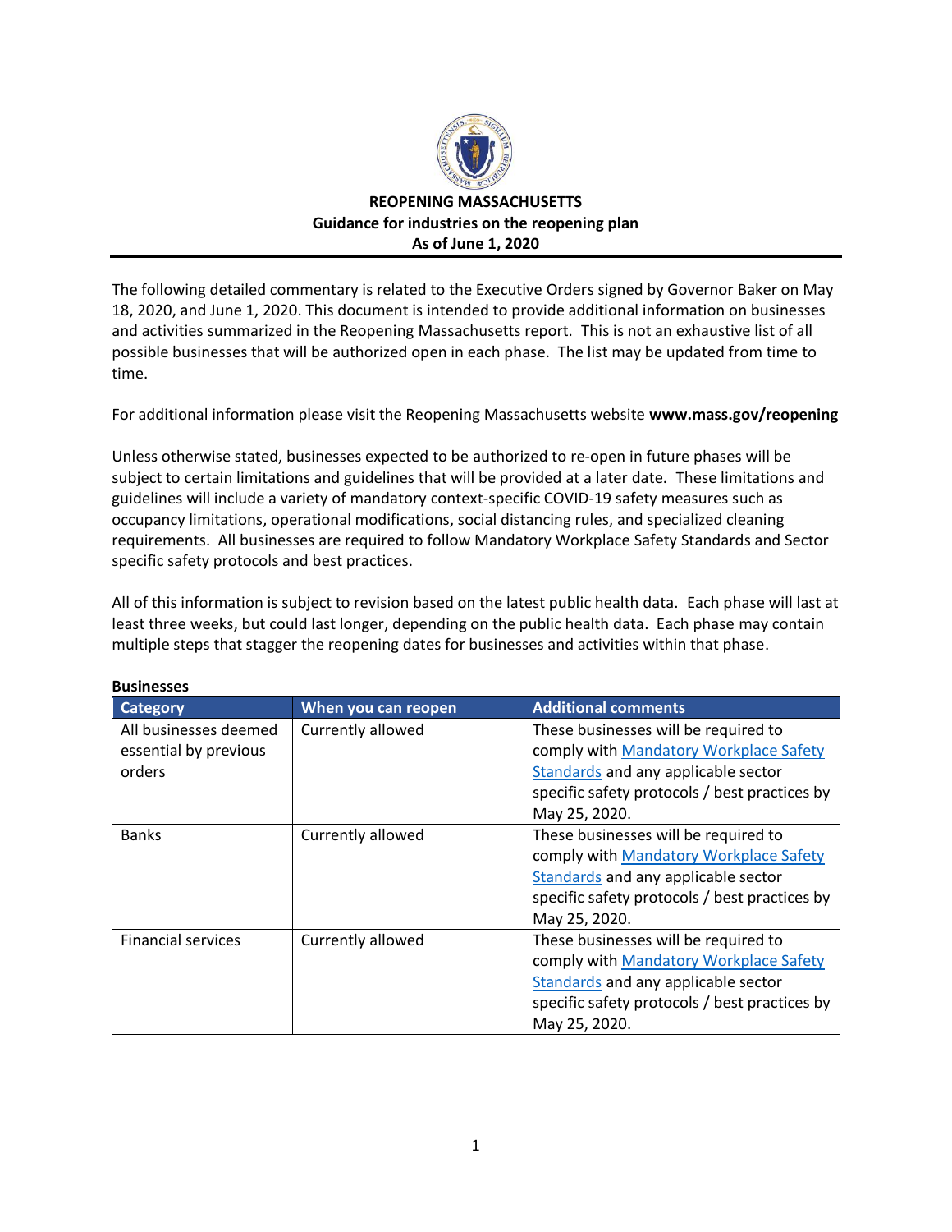# REOPENING MASSACHUSETTS

**Guidance for industries on the reopening plan**
**As of June 1, 2020**

The following detailed commentary is related to the Executive Orders signed by Governor Baker on May 18, 2020, and June 1, 2020. This document is intended to provide additional information on businesses and activities summarized in the Reopening Massachusetts report. This is not an exhaustive list of all possible businesses that will be authorized open in each phase. The list may be updated from time to time.

For additional information please visit the Reopening Massachusetts website **www.mass.gov/reopening**

Unless otherwise stated, businesses expected to be authorized to re-open in future phases will be subject to certain limitations and guidelines that will be provided at a later date. These limitations and guidelines will include a variety of mandatory context-specific COVID-19 safety measures such as occupancy limitations, operational modifications, social distancing rules, and specialized cleaning requirements. All businesses are required to follow Mandatory Workplace Safety Standards and Sector specific safety protocols and best practices.

All of this information is subject to revision based on the latest public health data. Each phase will last at least three weeks, but could last longer, depending on the public health data. Each phase may contain multiple steps that stagger the reopening dates for businesses and activities within that phase.

**Businesses**

| Category | When you can reopen | Additional comments |
| --- | --- | --- |
| All businesses deemed essential by previous orders | Currently allowed | These businesses will be required to comply with Mandatory Workplace Safety Standards and any applicable sector specific safety protocols / best practices by May 25, 2020. |
| Banks | Currently allowed | These businesses will be required to comply with Mandatory Workplace Safety Standards and any applicable sector specific safety protocols / best practices by May 25, 2020. |
| Financial services | Currently allowed | These businesses will be required to comply with Mandatory Workplace Safety Standards and any applicable sector specific safety protocols / best practices by May 25, 2020. |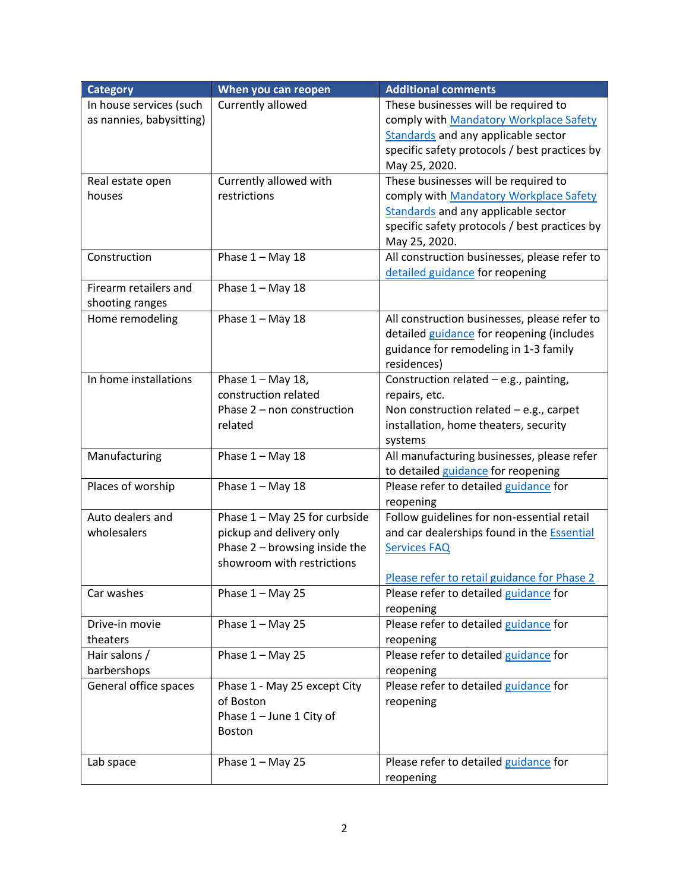| Category | When you can reopen | Additional comments |
|---|---|---|
| In house services (such as nannies, babysitting) | Currently allowed | These businesses will be required to comply with Mandatory Workplace Safety Standards and any applicable sector specific safety protocols / best practices by May 25, 2020. |
| Real estate open houses | Currently allowed with restrictions | These businesses will be required to comply with Mandatory Workplace Safety Standards and any applicable sector specific safety protocols / best practices by May 25, 2020. |
| Construction | Phase 1 – May 18 | All construction businesses, please refer to detailed guidance for reopening |
| Firearm retailers and shooting ranges | Phase 1 – May 18 | |
| Home remodeling | Phase 1 – May 18 | All construction businesses, please refer to detailed guidance for reopening (includes guidance for remodeling in 1-3 family residences) |
| In home installations | Phase 1 – May 18, construction related<br>Phase 2 – non construction related | Construction related – e.g., painting, repairs, etc.<br>Non construction related – e.g., carpet installation, home theaters, security systems |
| Manufacturing | Phase 1 – May 18 | All manufacturing businesses, please refer to detailed guidance for reopening |
| Places of worship | Phase 1 – May 18 | Please refer to detailed guidance for reopening |
| Auto dealers and wholesalers | Phase 1 – May 25 for curbside pickup and delivery only<br>Phase 2 – browsing inside the showroom with restrictions | Follow guidelines for non-essential retail and car dealerships found in the Essential Services FAQ<br><br>Please refer to retail guidance for Phase 2 |
| Car washes | Phase 1 – May 25 | Please refer to detailed guidance for reopening |
| Drive-in movie theaters | Phase 1 – May 25 | Please refer to detailed guidance for reopening |
| Hair salons / barbershops | Phase 1 – May 25 | Please refer to detailed guidance for reopening |
| General office spaces | Phase 1 - May 25 except City of Boston<br>Phase 1 – June 1 City of Boston | Please refer to detailed guidance for reopening |
| Lab space | Phase 1 – May 25 | Please refer to detailed guidance for reopening |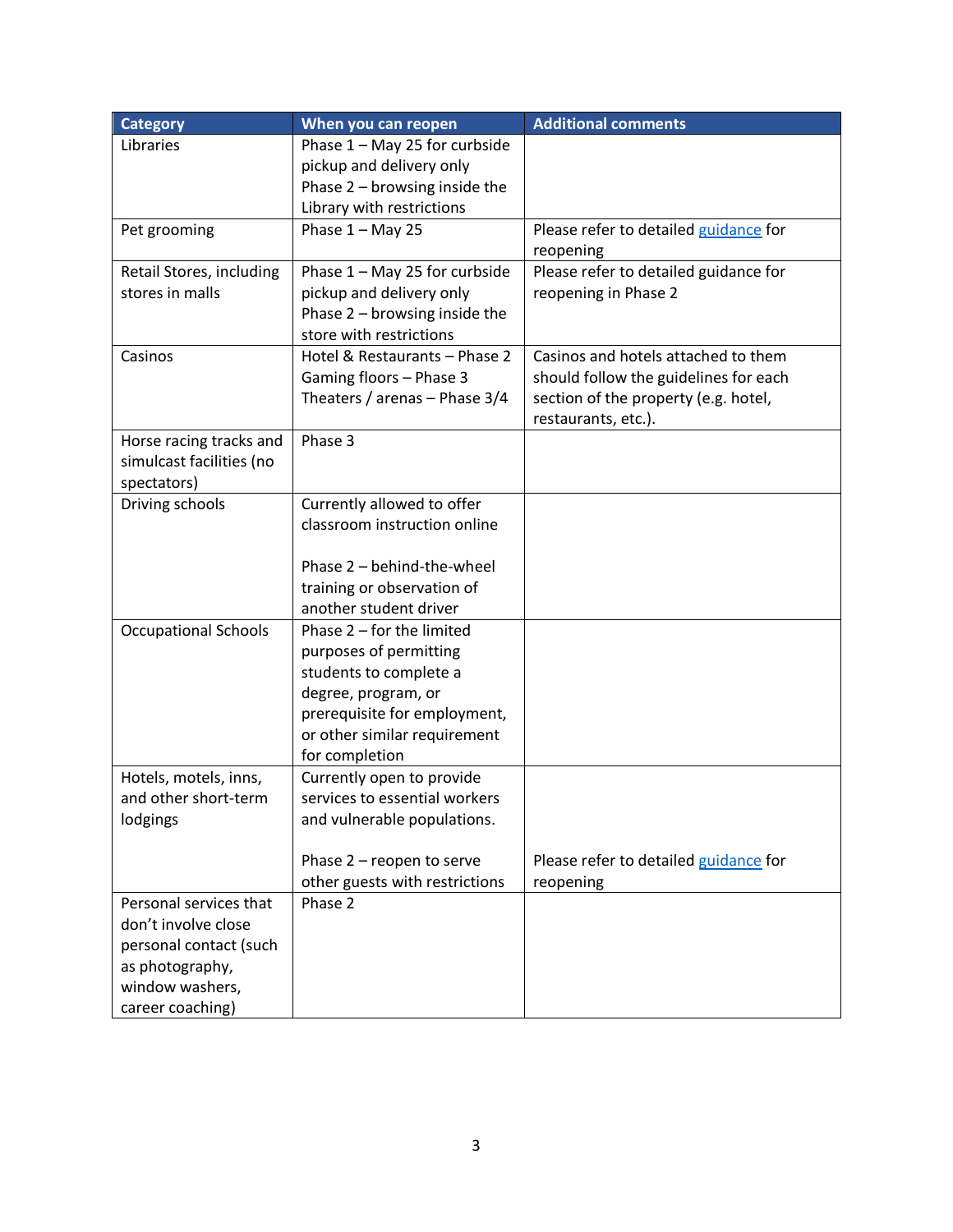| Category | When you can reopen | Additional comments |
|---|---|---|
| Libraries | Phase 1 – May 25 for curbside pickup and delivery only<br>Phase 2 – browsing inside the Library with restrictions | |
| Pet grooming | Phase 1 – May 25 | Please refer to detailed guidance for reopening |
| Retail Stores, including stores in malls | Phase 1 – May 25 for curbside pickup and delivery only<br>Phase 2 – browsing inside the store with restrictions | Please refer to detailed guidance for reopening in Phase 2 |
| Casinos | Hotel & Restaurants – Phase 2<br>Gaming floors – Phase 3<br>Theaters / arenas – Phase 3/4 | Casinos and hotels attached to them should follow the guidelines for each section of the property (e.g. hotel, restaurants, etc.). |
| Horse racing tracks and simulcast facilities (no spectators) | Phase 3 | |
| Driving schools | Currently allowed to offer classroom instruction online<br><br>Phase 2 – behind-the-wheel training or observation of another student driver | |
| Occupational Schools | Phase 2 – for the limited purposes of permitting students to complete a degree, program, or prerequisite for employment, or other similar requirement for completion | |
| Hotels, motels, inns, and other short-term lodgings | Currently open to provide services to essential workers and vulnerable populations.<br><br>Phase 2 – reopen to serve other guests with restrictions | Please refer to detailed guidance for reopening |
| Personal services that don't involve close personal contact (such as photography, window washers, career coaching) | Phase 2 | |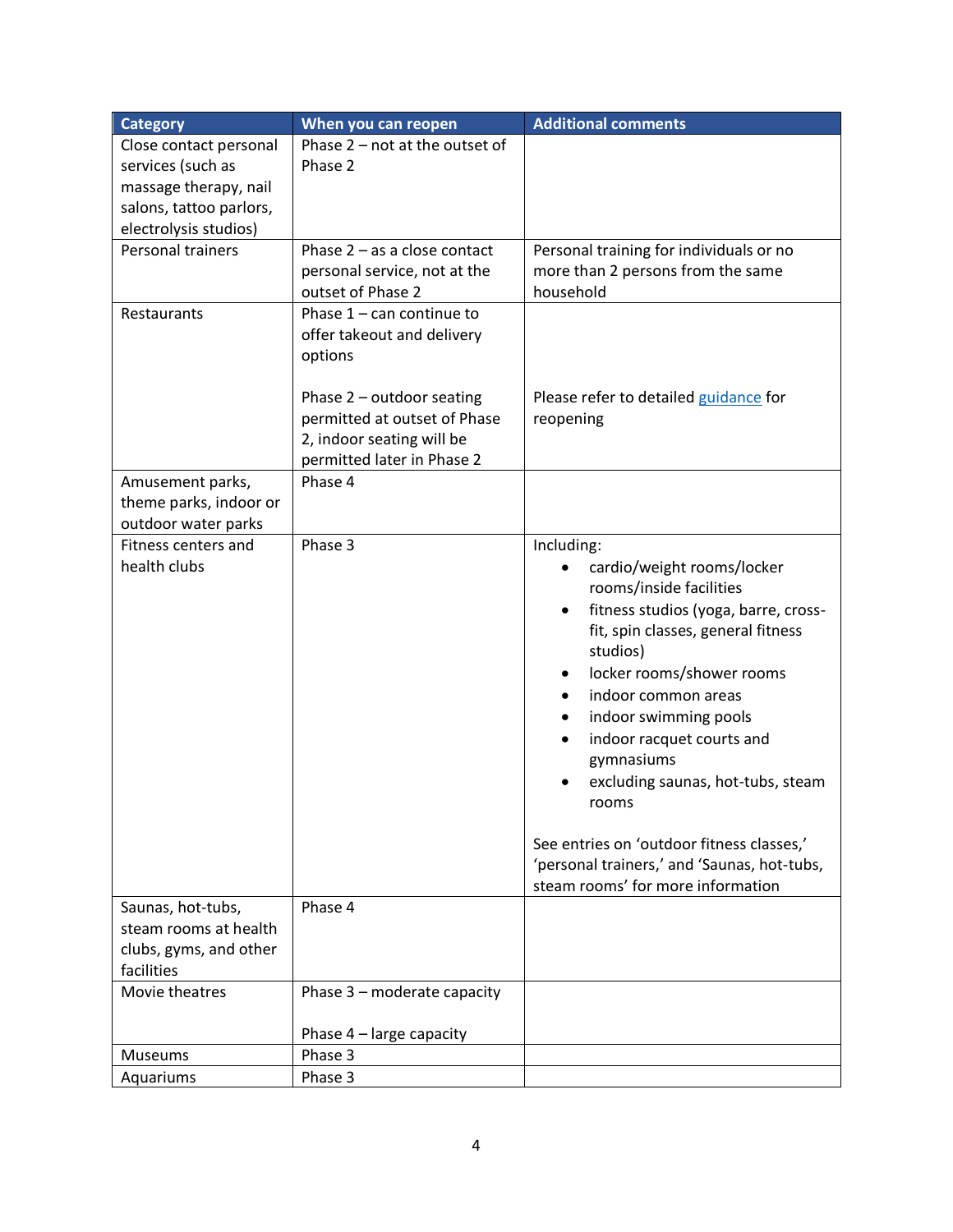| Category | When you can reopen | Additional comments |
|---|---|---|
| Close contact personal services (such as massage therapy, nail salons, tattoo parlors, electrolysis studios) | Phase 2 – not at the outset of Phase 2 | |
| Personal trainers | Phase 2 – as a close contact personal service, not at the outset of Phase 2 | Personal training for individuals or no more than 2 persons from the same household |
| Restaurants | Phase 1 – can continue to offer takeout and delivery options<br><br>Phase 2 – outdoor seating permitted at outset of Phase 2, indoor seating will be permitted later in Phase 2 | <br><br><br>Please refer to detailed guidance for reopening |
| Amusement parks, theme parks, indoor or outdoor water parks | Phase 4 | |
| Fitness centers and health clubs | Phase 3 | Including:<br>• cardio/weight rooms/locker rooms/inside facilities<br>• fitness studios (yoga, barre, cross-fit, spin classes, general fitness studios)<br>• locker rooms/shower rooms<br>• indoor common areas<br>• indoor swimming pools<br>• indoor racquet courts and gymnasiums<br>• excluding saunas, hot-tubs, steam rooms<br><br>See entries on 'outdoor fitness classes,' 'personal trainers,' and 'Saunas, hot-tubs, steam rooms' for more information |
| Saunas, hot-tubs, steam rooms at health clubs, gyms, and other facilities | Phase 4 | |
| Movie theatres | Phase 3 – moderate capacity<br><br>Phase 4 – large capacity | |
| Museums | Phase 3 | |
| Aquariums | Phase 3 | |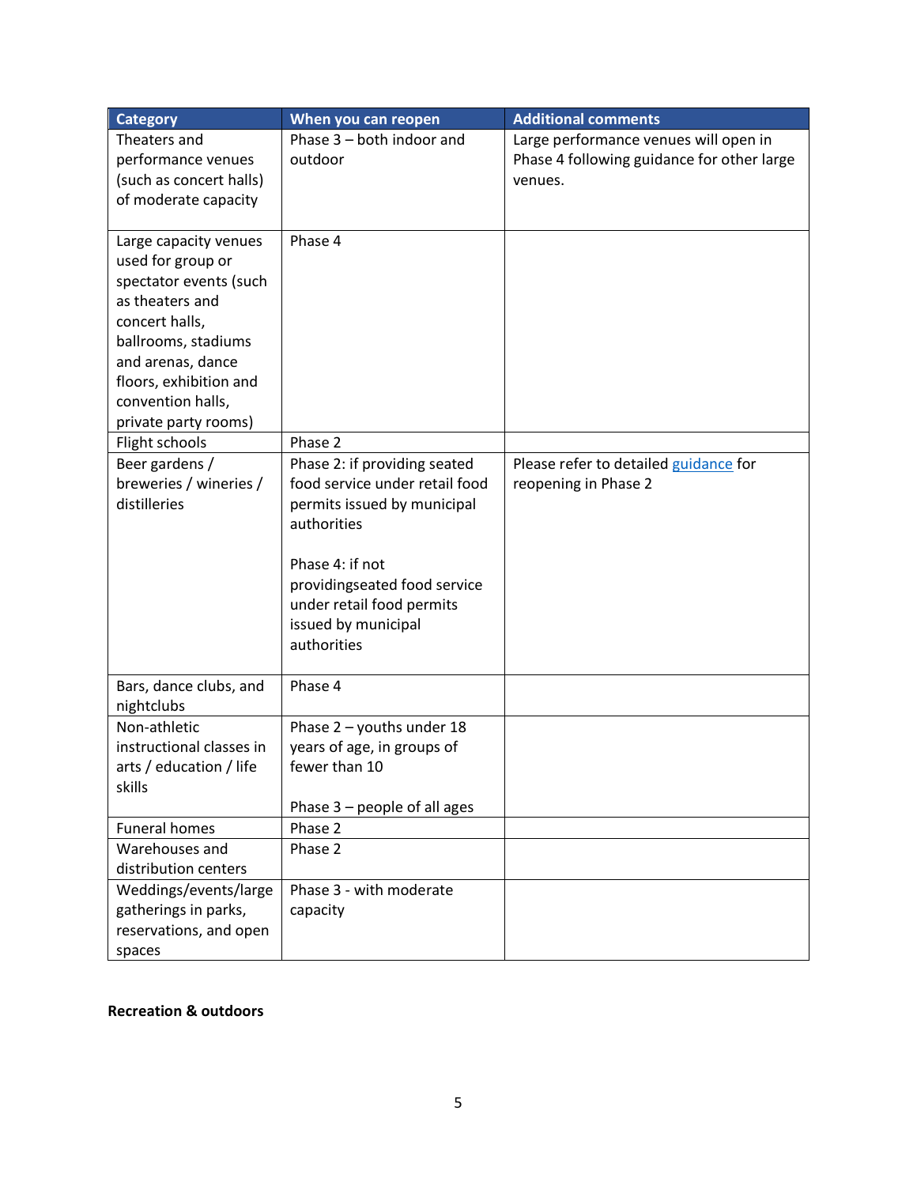| Category | When you can reopen | Additional comments |
| --- | --- | --- |
| Theaters and performance venues (such as concert halls) of moderate capacity | Phase 3 – both indoor and outdoor | Large performance venues will open in Phase 4 following guidance for other large venues. |
| Large capacity venues used for group or spectator events (such as theaters and concert halls, ballrooms, stadiums and arenas, dance floors, exhibition and convention halls, private party rooms) | Phase 4 | |
| Flight schools | Phase 2 | |
| Beer gardens / breweries / wineries / distilleries | Phase 2: if providing seated food service under retail food permits issued by municipal authorities<br><br>Phase 4: if not providingseated food service under retail food permits issued by municipal authorities | Please refer to detailed guidance for reopening in Phase 2 |
| Bars, dance clubs, and nightclubs | Phase 4 | |
| Non-athletic instructional classes in arts / education / life skills | Phase 2 – youths under 18 years of age, in groups of fewer than 10<br><br>Phase 3 – people of all ages | |
| Funeral homes | Phase 2 | |
| Warehouses and distribution centers | Phase 2 | |
| Weddings/events/large gatherings in parks, reservations, and open spaces | Phase 3 - with moderate capacity | |

**Recreation & outdoors**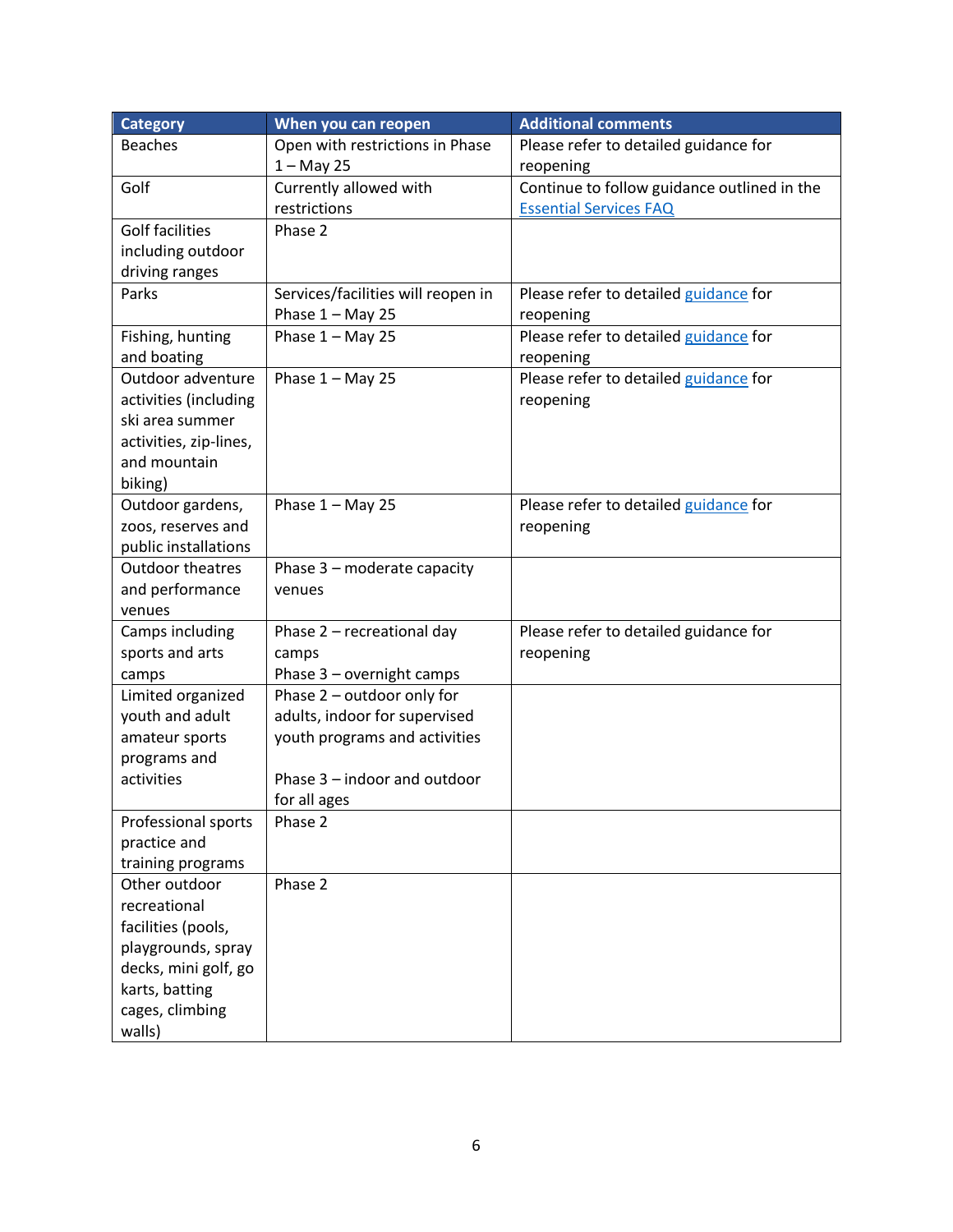| Category | When you can reopen | Additional comments |
| --- | --- | --- |
| Beaches | Open with restrictions in Phase 1 – May 25 | Please refer to detailed guidance for reopening |
| Golf | Currently allowed with restrictions | Continue to follow guidance outlined in the Essential Services FAQ |
| Golf facilities including outdoor driving ranges | Phase 2 | |
| Parks | Services/facilities will reopen in Phase 1 – May 25 | Please refer to detailed guidance for reopening |
| Fishing, hunting and boating | Phase 1 – May 25 | Please refer to detailed guidance for reopening |
| Outdoor adventure activities (including ski area summer activities, zip-lines, and mountain biking) | Phase 1 – May 25 | Please refer to detailed guidance for reopening |
| Outdoor gardens, zoos, reserves and public installations | Phase 1 – May 25 | Please refer to detailed guidance for reopening |
| Outdoor theatres and performance venues | Phase 3 – moderate capacity venues | |
| Camps including sports and arts camps | Phase 2 – recreational day camps<br>Phase 3 – overnight camps | Please refer to detailed guidance for reopening |
| Limited organized youth and adult amateur sports programs and activities | Phase 2 – outdoor only for adults, indoor for supervised youth programs and activities<br><br>Phase 3 – indoor and outdoor for all ages | |
| Professional sports practice and training programs | Phase 2 | |
| Other outdoor recreational facilities (pools, playgrounds, spray decks, mini golf, go karts, batting cages, climbing walls) | Phase 2 | |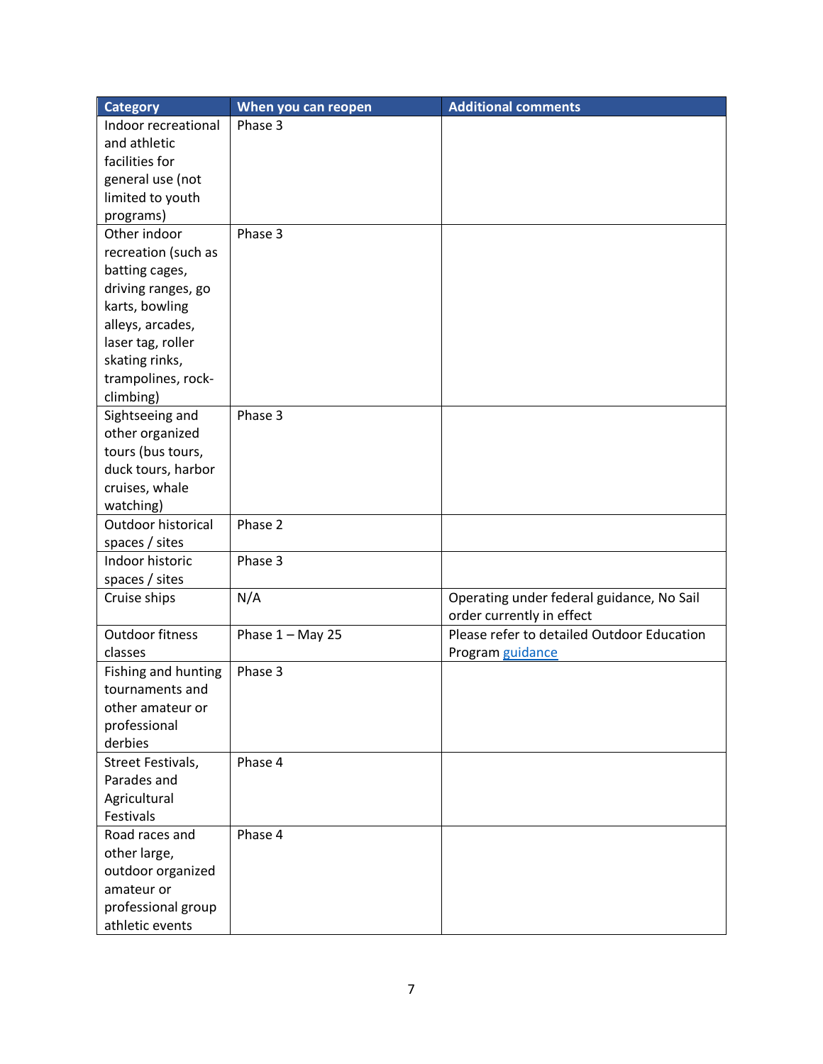| Category | When you can reopen | Additional comments |
| --- | --- | --- |
| Indoor recreational and athletic facilities for general use (not limited to youth programs) | Phase 3 | |
| Other indoor recreation (such as batting cages, driving ranges, go karts, bowling alleys, arcades, laser tag, roller skating rinks, trampolines, rock-climbing) | Phase 3 | |
| Sightseeing and other organized tours (bus tours, duck tours, harbor cruises, whale watching) | Phase 3 | |
| Outdoor historical spaces / sites | Phase 2 | |
| Indoor historic spaces / sites | Phase 3 | |
| Cruise ships | N/A | Operating under federal guidance, No Sail order currently in effect |
| Outdoor fitness classes | Phase 1 – May 25 | Please refer to detailed Outdoor Education Program guidance |
| Fishing and hunting tournaments and other amateur or professional derbies | Phase 3 | |
| Street Festivals, Parades and Agricultural Festivals | Phase 4 | |
| Road races and other large, outdoor organized amateur or professional group athletic events | Phase 4 | |